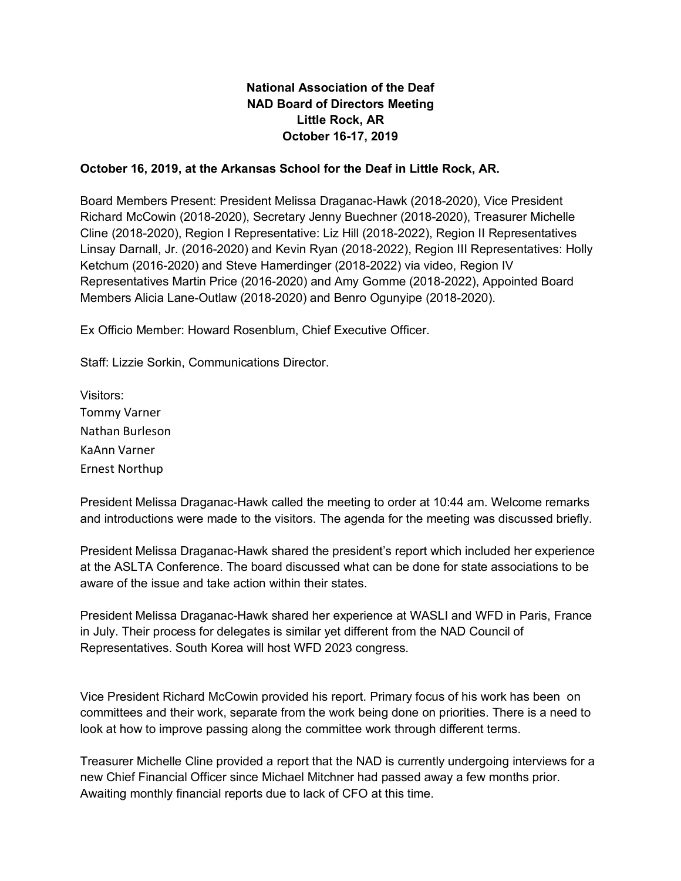**National Association of the Deaf**
**NAD Board of Directors Meeting**
**Little Rock, AR**
**October 16-17, 2019**

**October 16, 2019, at the Arkansas School for the Deaf in Little Rock, AR.**

Board Members Present: President Melissa Draganac-Hawk (2018-2020), Vice President Richard McCowin (2018-2020), Secretary Jenny Buechner (2018-2020), Treasurer Michelle Cline (2018-2020), Region I Representative: Liz Hill (2018-2022), Region II Representatives Linsay Darnall, Jr. (2016-2020) and Kevin Ryan (2018-2022), Region III Representatives: Holly Ketchum (2016-2020) and Steve Hamerdinger (2018-2022) via video, Region IV Representatives Martin Price (2016-2020) and Amy Gomme (2018-2022), Appointed Board Members Alicia Lane-Outlaw (2018-2020) and Benro Ogunyipe (2018-2020).

Ex Officio Member: Howard Rosenblum, Chief Executive Officer.

Staff: Lizzie Sorkin, Communications Director.

Visitors:
Tommy Varner
Nathan Burleson
KaAnn Varner
Ernest Northup

President Melissa Draganac-Hawk called the meeting to order at 10:44 am. Welcome remarks and introductions were made to the visitors. The agenda for the meeting was discussed briefly.

President Melissa Draganac-Hawk shared the president's report which included her experience at the ASLTA Conference. The board discussed what can be done for state associations to be aware of the issue and take action within their states.

President Melissa Draganac-Hawk shared her experience at WASLI and WFD in Paris, France in July. Their process for delegates is similar yet different from the NAD Council of Representatives. South Korea will host WFD 2023 congress.

Vice President Richard McCowin provided his report. Primary focus of his work has been on committees and their work, separate from the work being done on priorities. There is a need to look at how to improve passing along the committee work through different terms.

Treasurer Michelle Cline provided a report that the NAD is currently undergoing interviews for a new Chief Financial Officer since Michael Mitchner had passed away a few months prior. Awaiting monthly financial reports due to lack of CFO at this time.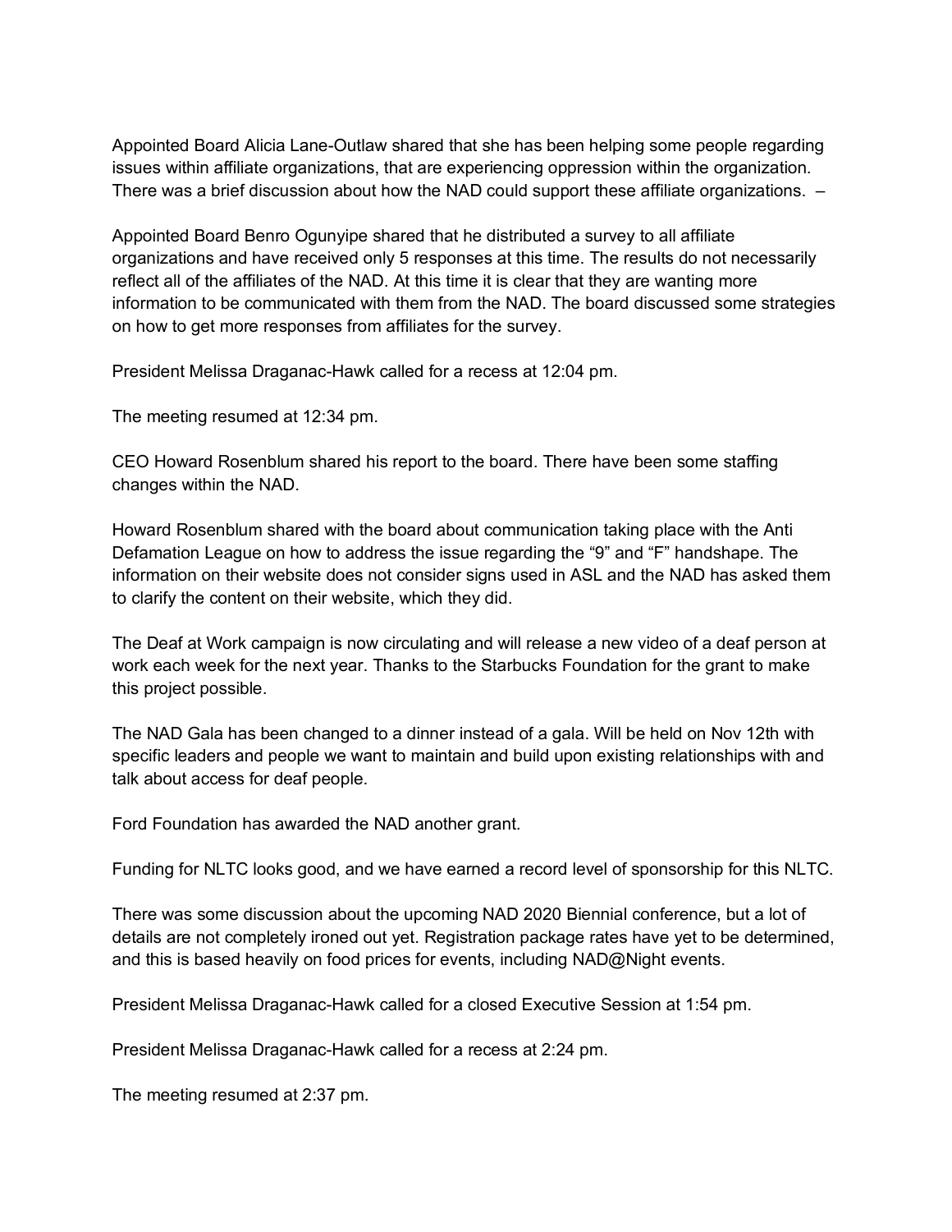Appointed Board Alicia Lane-Outlaw shared that she has been helping some people regarding issues within affiliate organizations, that are experiencing oppression within the organization. There was a brief discussion about how the NAD could support these affiliate organizations. –

Appointed Board Benro Ogunyipe shared that he distributed a survey to all affiliate organizations and have received only 5 responses at this time. The results do not necessarily reflect all of the affiliates of the NAD. At this time it is clear that they are wanting more information to be communicated with them from the NAD. The board discussed some strategies on how to get more responses from affiliates for the survey.

President Melissa Draganac-Hawk called for a recess at 12:04 pm.

The meeting resumed at 12:34 pm.

CEO Howard Rosenblum shared his report to the board. There have been some staffing changes within the NAD.

Howard Rosenblum shared with the board about communication taking place with the Anti Defamation League on how to address the issue regarding the "9" and "F" handshape. The information on their website does not consider signs used in ASL and the NAD has asked them to clarify the content on their website, which they did.

The Deaf at Work campaign is now circulating and will release a new video of a deaf person at work each week for the next year. Thanks to the Starbucks Foundation for the grant to make this project possible.

The NAD Gala has been changed to a dinner instead of a gala. Will be held on Nov 12th with specific leaders and people we want to maintain and build upon existing relationships with and talk about access for deaf people.

Ford Foundation has awarded the NAD another grant.

Funding for NLTC looks good, and we have earned a record level of sponsorship for this NLTC.

There was some discussion about the upcoming NAD 2020 Biennial conference, but a lot of details are not completely ironed out yet. Registration package rates have yet to be determined, and this is based heavily on food prices for events, including NAD@Night events.

President Melissa Draganac-Hawk called for a closed Executive Session at 1:54 pm.

President Melissa Draganac-Hawk called for a recess at 2:24 pm.

The meeting resumed at 2:37 pm.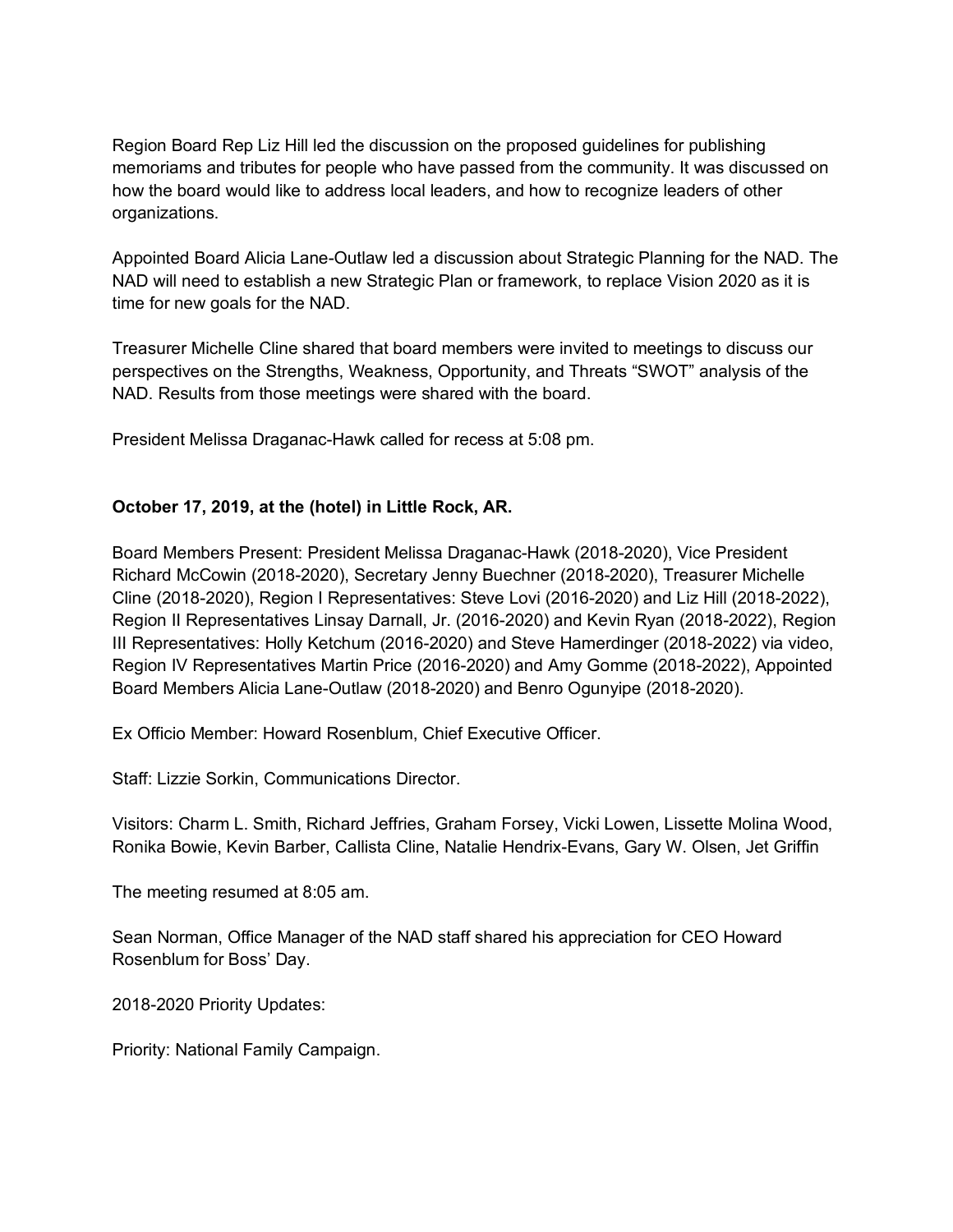Region Board Rep Liz Hill led the discussion on the proposed guidelines for publishing memoriams and tributes for people who have passed from the community. It was discussed on how the board would like to address local leaders, and how to recognize leaders of other organizations.

Appointed Board Alicia Lane-Outlaw led a discussion about Strategic Planning for the NAD. The NAD will need to establish a new Strategic Plan or framework, to replace Vision 2020 as it is time for new goals for the NAD.

Treasurer Michelle Cline shared that board members were invited to meetings to discuss our perspectives on the Strengths, Weakness, Opportunity, and Threats "SWOT" analysis of the NAD. Results from those meetings were shared with the board.

President Melissa Draganac-Hawk called for recess at 5:08 pm.

**October 17, 2019, at the (hotel) in Little Rock, AR.**

Board Members Present: President Melissa Draganac-Hawk (2018-2020), Vice President Richard McCowin (2018-2020), Secretary Jenny Buechner (2018-2020), Treasurer Michelle Cline (2018-2020), Region I Representatives: Steve Lovi (2016-2020) and Liz Hill (2018-2022), Region II Representatives Linsay Darnall, Jr. (2016-2020) and Kevin Ryan (2018-2022), Region III Representatives: Holly Ketchum (2016-2020) and Steve Hamerdinger (2018-2022) via video, Region IV Representatives Martin Price (2016-2020) and Amy Gomme (2018-2022), Appointed Board Members Alicia Lane-Outlaw (2018-2020) and Benro Ogunyipe (2018-2020).

Ex Officio Member: Howard Rosenblum, Chief Executive Officer.

Staff: Lizzie Sorkin, Communications Director.

Visitors: Charm L. Smith, Richard Jeffries, Graham Forsey, Vicki Lowen, Lissette Molina Wood, Ronika Bowie, Kevin Barber, Callista Cline, Natalie Hendrix-Evans, Gary W. Olsen, Jet Griffin

The meeting resumed at 8:05 am.

Sean Norman, Office Manager of the NAD staff shared his appreciation for CEO Howard Rosenblum for Boss' Day.

2018-2020 Priority Updates:

Priority: National Family Campaign.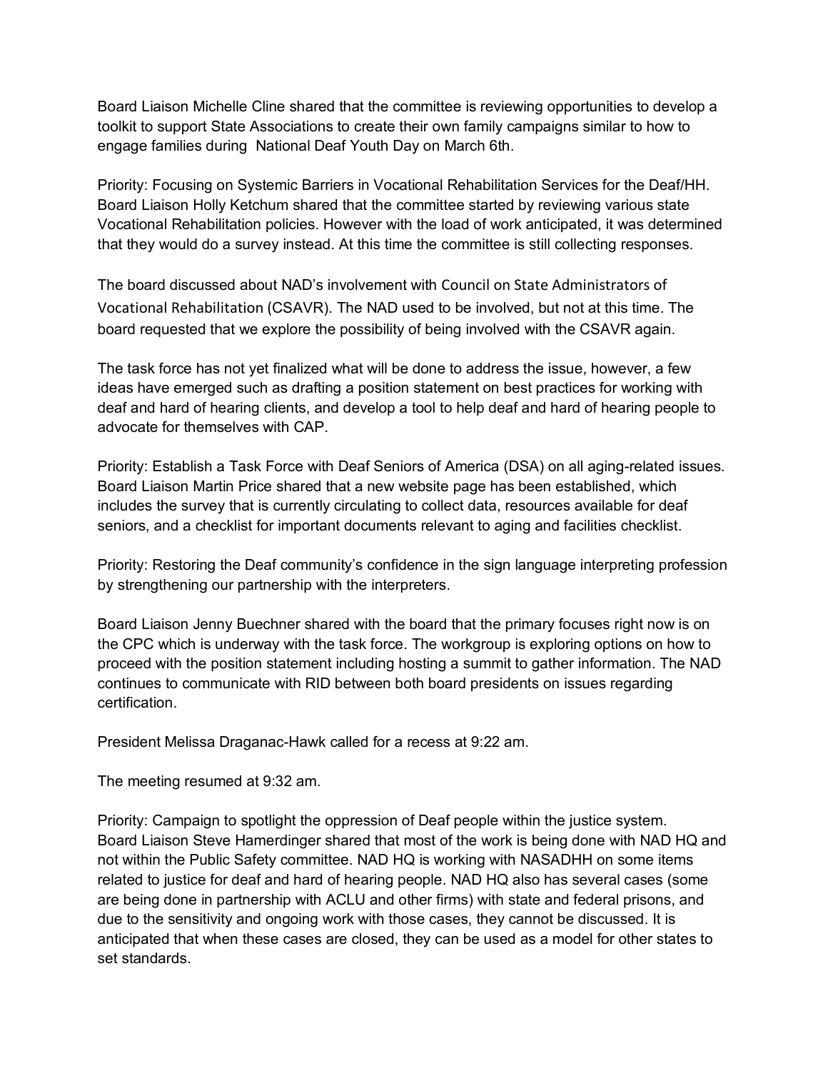Board Liaison Michelle Cline shared that the committee is reviewing opportunities to develop a toolkit to support State Associations to create their own family campaigns similar to how to engage families during  National Deaf Youth Day on March 6th.

Priority: Focusing on Systemic Barriers in Vocational Rehabilitation Services for the Deaf/HH. Board Liaison Holly Ketchum shared that the committee started by reviewing various state Vocational Rehabilitation policies. However with the load of work anticipated, it was determined that they would do a survey instead. At this time the committee is still collecting responses.

The board discussed about NAD's involvement with Council on State Administrators of Vocational Rehabilitation (CSAVR). The NAD used to be involved, but not at this time. The board requested that we explore the possibility of being involved with the CSAVR again.

The task force has not yet finalized what will be done to address the issue, however, a few ideas have emerged such as drafting a position statement on best practices for working with deaf and hard of hearing clients, and develop a tool to help deaf and hard of hearing people to advocate for themselves with CAP.

Priority: Establish a Task Force with Deaf Seniors of America (DSA) on all aging-related issues. Board Liaison Martin Price shared that a new website page has been established, which includes the survey that is currently circulating to collect data, resources available for deaf seniors, and a checklist for important documents relevant to aging and facilities checklist.

Priority: Restoring the Deaf community's confidence in the sign language interpreting profession by strengthening our partnership with the interpreters.

Board Liaison Jenny Buechner shared with the board that the primary focuses right now is on the CPC which is underway with the task force. The workgroup is exploring options on how to proceed with the position statement including hosting a summit to gather information. The NAD continues to communicate with RID between both board presidents on issues regarding certification.

President Melissa Draganac-Hawk called for a recess at 9:22 am.

The meeting resumed at 9:32 am.

Priority: Campaign to spotlight the oppression of Deaf people within the justice system. Board Liaison Steve Hamerdinger shared that most of the work is being done with NAD HQ and not within the Public Safety committee. NAD HQ is working with NASADHH on some items related to justice for deaf and hard of hearing people. NAD HQ also has several cases (some are being done in partnership with ACLU and other firms) with state and federal prisons, and due to the sensitivity and ongoing work with those cases, they cannot be discussed. It is anticipated that when these cases are closed, they can be used as a model for other states to set standards.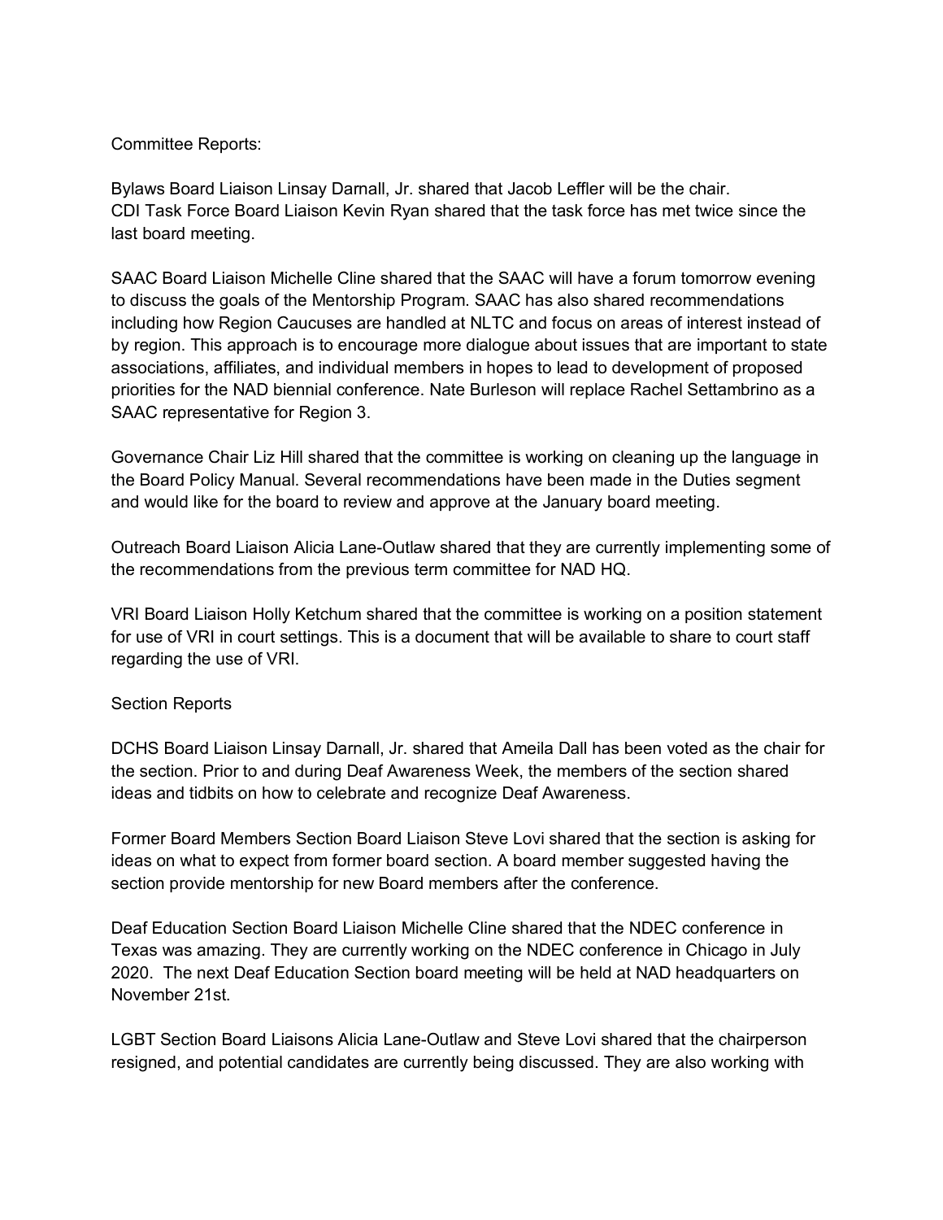Committee Reports:

Bylaws Board Liaison Linsay Darnall, Jr. shared that Jacob Leffler will be the chair.
CDI Task Force Board Liaison Kevin Ryan shared that the task force has met twice since the last board meeting.

SAAC Board Liaison Michelle Cline shared that the SAAC will have a forum tomorrow evening to discuss the goals of the Mentorship Program. SAAC has also shared recommendations including how Region Caucuses are handled at NLTC and focus on areas of interest instead of by region. This approach is to encourage more dialogue about issues that are important to state associations, affiliates, and individual members in hopes to lead to development of proposed priorities for the NAD biennial conference. Nate Burleson will replace Rachel Settambrino as a SAAC representative for Region 3.

Governance Chair Liz Hill shared that the committee is working on cleaning up the language in the Board Policy Manual. Several recommendations have been made in the Duties segment and would like for the board to review and approve at the January board meeting.

Outreach Board Liaison Alicia Lane-Outlaw shared that they are currently implementing some of the recommendations from the previous term committee for NAD HQ.

VRI Board Liaison Holly Ketchum shared that the committee is working on a position statement for use of VRI in court settings. This is a document that will be available to share to court staff regarding the use of VRI.

Section Reports

DCHS Board Liaison Linsay Darnall, Jr. shared that Ameila Dall has been voted as the chair for the section. Prior to and during Deaf Awareness Week, the members of the section shared ideas and tidbits on how to celebrate and recognize Deaf Awareness.

Former Board Members Section Board Liaison Steve Lovi shared that the section is asking for ideas on what to expect from former board section. A board member suggested having the section provide mentorship for new Board members after the conference.

Deaf Education Section Board Liaison Michelle Cline shared that the NDEC conference in Texas was amazing. They are currently working on the NDEC conference in Chicago in July 2020. The next Deaf Education Section board meeting will be held at NAD headquarters on November 21st.

LGBT Section Board Liaisons Alicia Lane-Outlaw and Steve Lovi shared that the chairperson resigned, and potential candidates are currently being discussed. They are also working with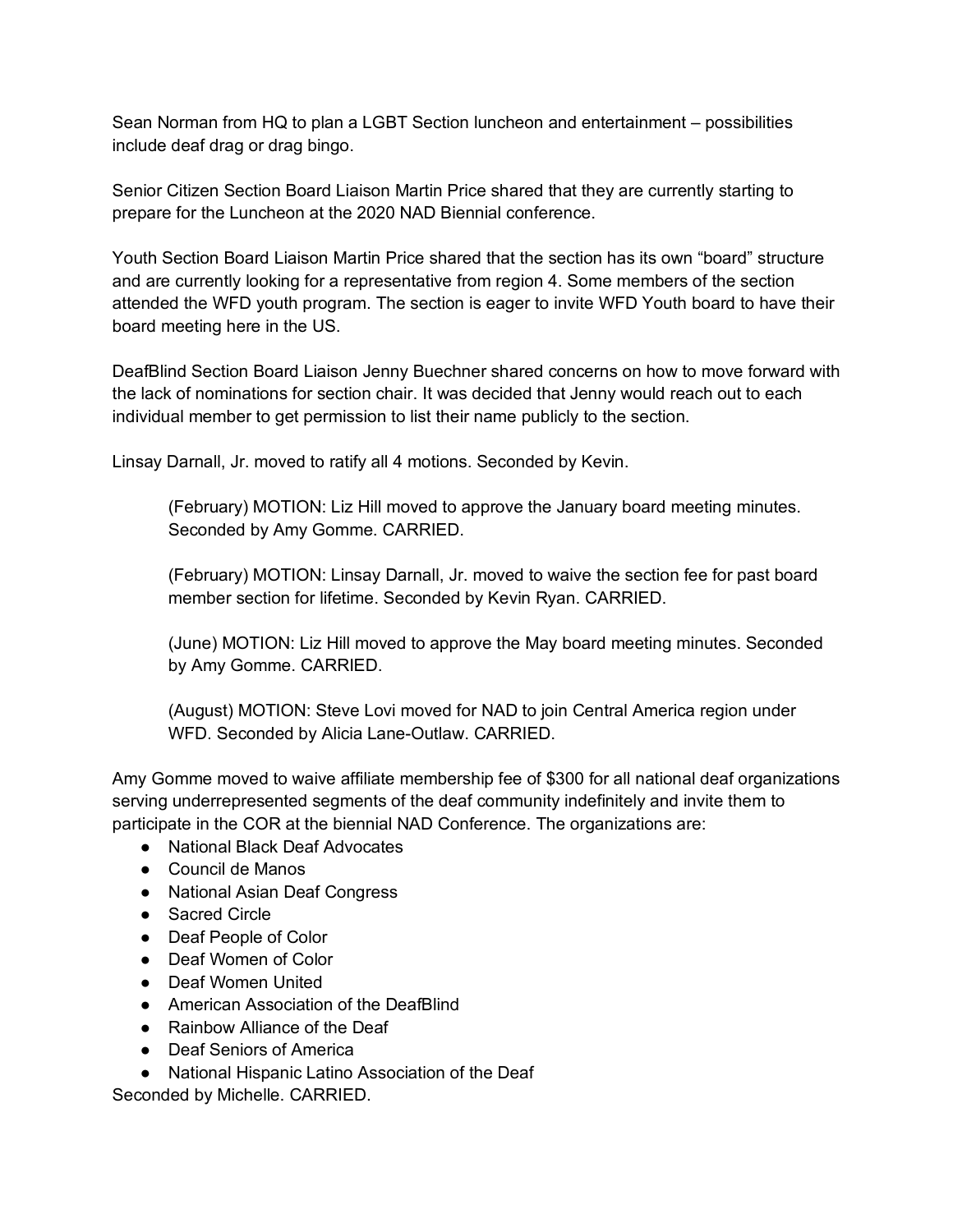Sean Norman from HQ to plan a LGBT Section luncheon and entertainment – possibilities include deaf drag or drag bingo.

Senior Citizen Section Board Liaison Martin Price shared that they are currently starting to prepare for the Luncheon at the 2020 NAD Biennial conference.

Youth Section Board Liaison Martin Price shared that the section has its own "board" structure and are currently looking for a representative from region 4. Some members of the section attended the WFD youth program. The section is eager to invite WFD Youth board to have their board meeting here in the US.

DeafBlind Section Board Liaison Jenny Buechner shared concerns on how to move forward with the lack of nominations for section chair. It was decided that Jenny would reach out to each individual member to get permission to list their name publicly to the section.

Linsay Darnall, Jr. moved to ratify all 4 motions. Seconded by Kevin.

> (February) MOTION: Liz Hill moved to approve the January board meeting minutes. Seconded by Amy Gomme. CARRIED.
>
> (February) MOTION: Linsay Darnall, Jr. moved to waive the section fee for past board member section for lifetime. Seconded by Kevin Ryan. CARRIED.
>
> (June) MOTION: Liz Hill moved to approve the May board meeting minutes. Seconded by Amy Gomme. CARRIED.
>
> (August) MOTION: Steve Lovi moved for NAD to join Central America region under WFD. Seconded by Alicia Lane-Outlaw. CARRIED.

Amy Gomme moved to waive affiliate membership fee of $300 for all national deaf organizations serving underrepresented segments of the deaf community indefinitely and invite them to participate in the COR at the biennial NAD Conference. The organizations are:

- National Black Deaf Advocates
- Council de Manos
- National Asian Deaf Congress
- Sacred Circle
- Deaf People of Color
- Deaf Women of Color
- Deaf Women United
- American Association of the DeafBlind
- Rainbow Alliance of the Deaf
- Deaf Seniors of America
- National Hispanic Latino Association of the Deaf

Seconded by Michelle. CARRIED.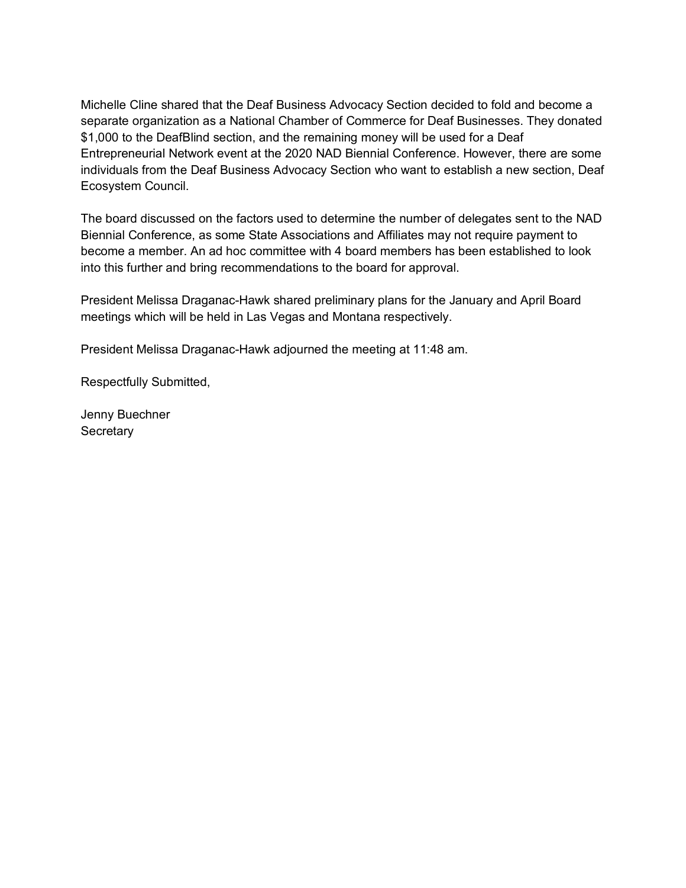Michelle Cline shared that the Deaf Business Advocacy Section decided to fold and become a separate organization as a National Chamber of Commerce for Deaf Businesses. They donated $1,000 to the DeafBlind section, and the remaining money will be used for a Deaf Entrepreneurial Network event at the 2020 NAD Biennial Conference. However, there are some individuals from the Deaf Business Advocacy Section who want to establish a new section, Deaf Ecosystem Council.

The board discussed on the factors used to determine the number of delegates sent to the NAD Biennial Conference, as some State Associations and Affiliates may not require payment to become a member. An ad hoc committee with 4 board members has been established to look into this further and bring recommendations to the board for approval.

President Melissa Draganac-Hawk shared preliminary plans for the January and April Board meetings which will be held in Las Vegas and Montana respectively.

President Melissa Draganac-Hawk adjourned the meeting at 11:48 am.

Respectfully Submitted,

Jenny Buechner
Secretary